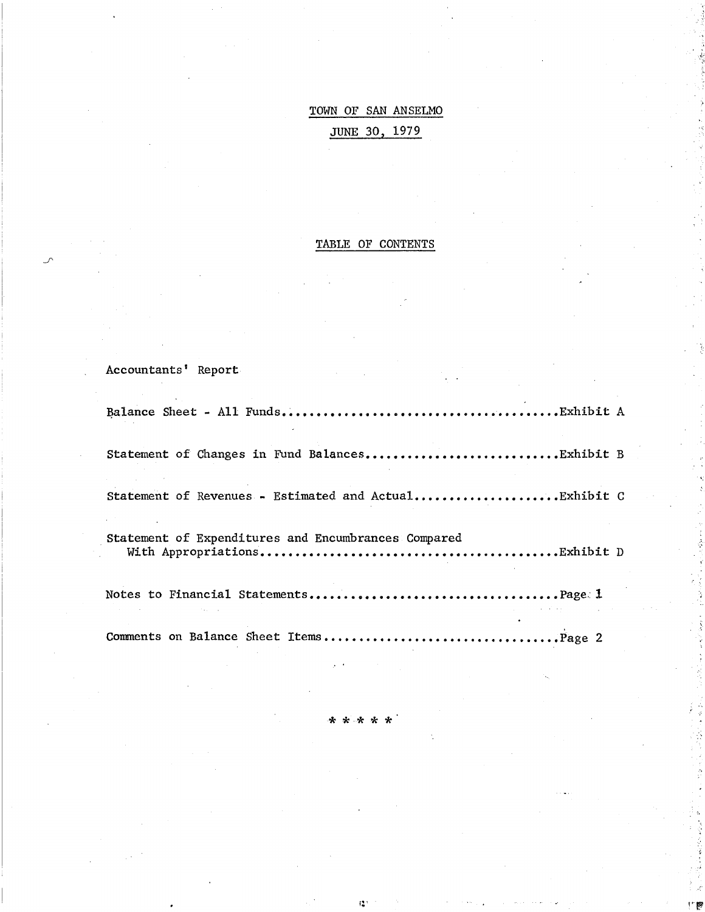# TOWN OF SAN ANSELMO

## JUNE 30, 1979

## TABLE OF CONTENTS

| | |
|---|---|
| Accountants' Report | |
| Balance Sheet - All Funds | Exhibit A |
| Statement of Changes in Fund Balances | Exhibit B |
| Statement of Revenues - Estimated and Actual | Exhibit C |
| Statement of Expenditures and Encumbrances Compared With Appropriations | Exhibit D |
| Notes to Financial Statements | Page 1 |
| Comments on Balance Sheet Items | Page 2 |

* * * * *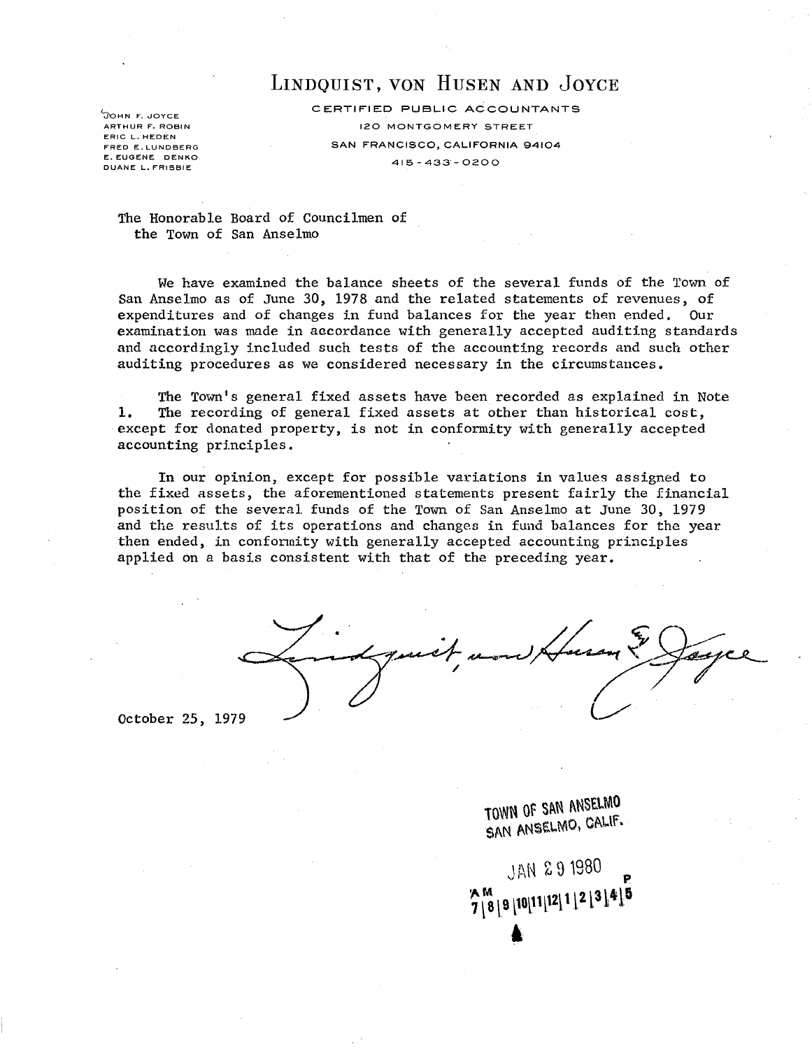# Lindquist, von Husen and Joyce

CERTIFIED PUBLIC ACCOUNTANTS
120 MONTGOMERY STREET
SAN FRANCISCO, CALIFORNIA 94104
415-433-0200

JOHN F. JOYCE
ARTHUR F. ROBIN
ERIC L. HEDEN
FRED E. LUNDBERG
E. EUGENE DENKO
DUANE L. FRISBIE

The Honorable Board of Councilmen of
the Town of San Anselmo

We have examined the balance sheets of the several funds of the Town of San Anselmo as of June 30, 1978 and the related statements of revenues, of expenditures and of changes in fund balances for the year then ended. Our examination was made in accordance with generally accepted auditing standards and accordingly included such tests of the accounting records and such other auditing procedures as we considered necessary in the circumstances.

The Town's general fixed assets have been recorded as explained in Note 1. The recording of general fixed assets at other than historical cost, except for donated property, is not in conformity with generally accepted accounting principles.

In our opinion, except for possible variations in values assigned to the fixed assets, the aforementioned statements present fairly the financial position of the several funds of the Town of San Anselmo at June 30, 1979 and the results of its operations and changes in fund balances for the year then ended, in conformity with generally accepted accounting principles applied on a basis consistent with that of the preceding year.

Lindquist, von Husen & Joyce

October 25, 1979

TOWN OF SAN ANSELMO
SAN ANSELMO, CALIF.

JAN 29 1980

AM 7|8|9|10|11|12|1|2|3|4|5 PM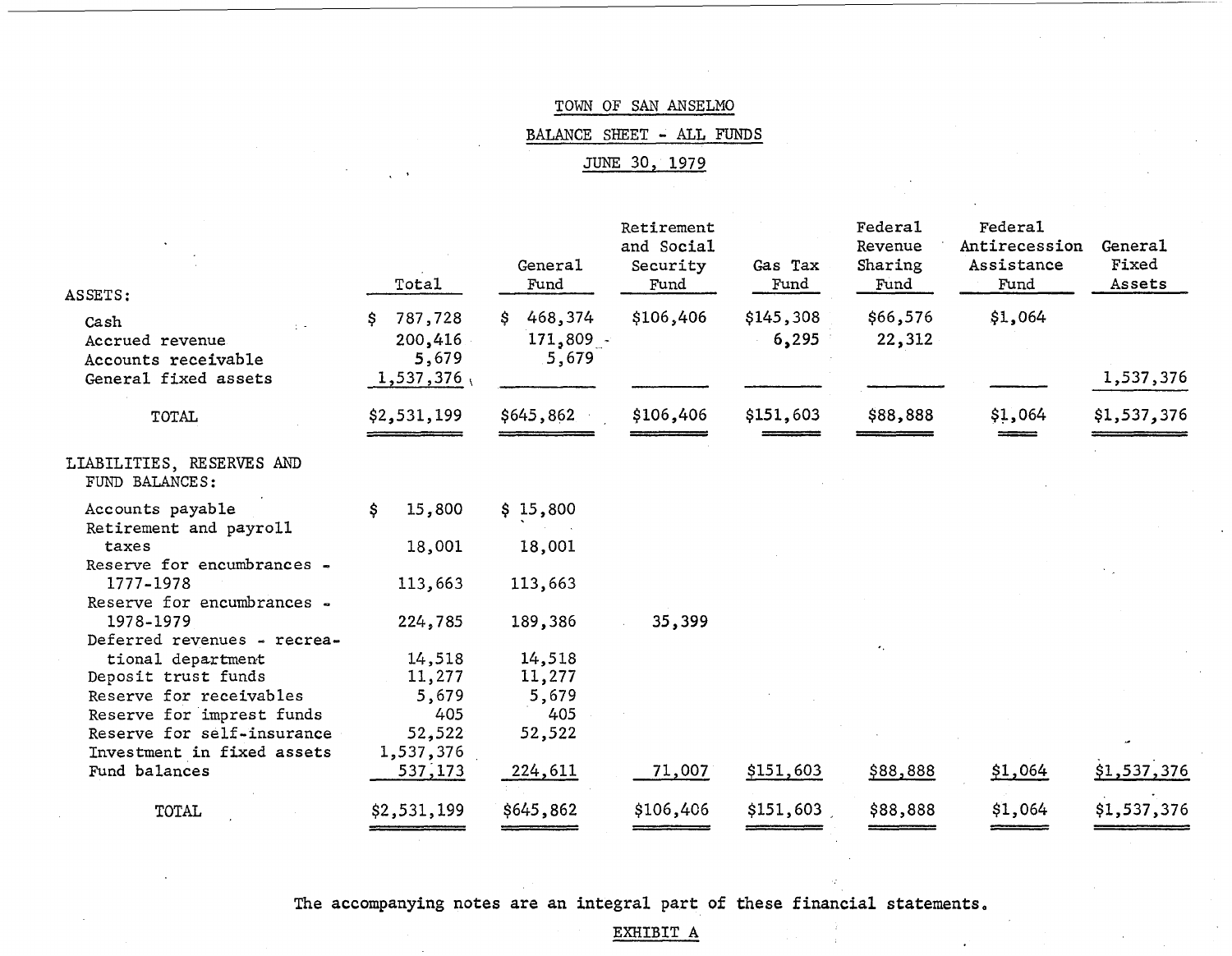TOWN OF SAN ANSELMO

BALANCE SHEET - ALL FUNDS

JUNE 30, 1979

| | Total | General Fund | Retirement and Social Security Fund | Gas Tax Fund | Federal Revenue Sharing Fund | Federal Antirecession Assistance Fund | General Fixed Assets |
|---|---|---|---|---|---|---|---|
| ASSETS: | | | | | | | |
| Cash | $ 787,728 | $ 468,374 | $106,406 | $145,308 | $66,576 | $1,064 | |
| Accrued revenue | 200,416 | 171,809 | | 6,295 | 22,312 | | |
| Accounts receivable | 5,679 | 5,679 | | | | | |
| General fixed assets | 1,537,376 | | | | | | 1,537,376 |
| TOTAL | $2,531,199 | $645,862 | $106,406 | $151,603 | $88,888 | $1,064 | $1,537,376 |
| LIABILITIES, RESERVES AND FUND BALANCES: | | | | | | | |
| Accounts payable | $ 15,800 | $ 15,800 | | | | | |
| Retirement and payroll taxes | 18,001 | 18,001 | | | | | |
| Reserve for encumbrances - 1777-1978 | 113,663 | 113,663 | | | | | |
| Reserve for encumbrances - 1978-1979 | 224,785 | 189,386 | 35,399 | | | | |
| Deferred revenues - recreational department | 14,518 | 14,518 | | | | | |
| Deposit trust funds | 11,277 | 11,277 | | | | | |
| Reserve for receivables | 5,679 | 5,679 | | | | | |
| Reserve for imprest funds | 405 | 405 | | | | | |
| Reserve for self-insurance | 52,522 | 52,522 | | | | | |
| Investment in fixed assets | 1,537,376 | | | | | | |
| Fund balances | 537,173 | 224,611 | 71,007 | $151,603 | $88,888 | $1,064 | $1,537,376 |
| TOTAL | $2,531,199 | $645,862 | $106,406 | $151,603 | $88,888 | $1,064 | $1,537,376 |

The accompanying notes are an integral part of these financial statements.

EXHIBIT A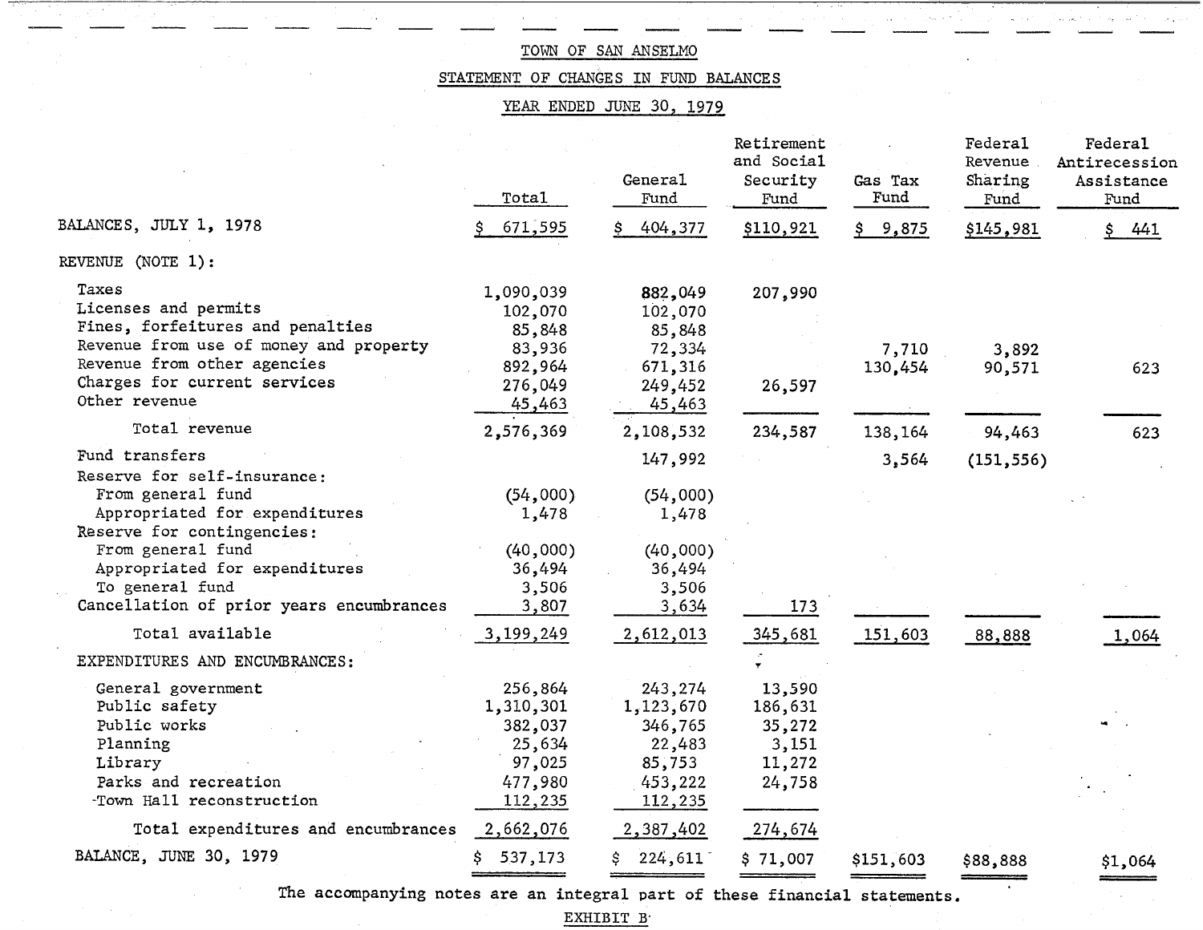# TOWN OF SAN ANSELMO

## STATEMENT OF CHANGES IN FUND BALANCES

### YEAR ENDED JUNE 30, 1979

| | Total | General Fund | Retirement and Social Security Fund | Gas Tax Fund | Federal Revenue Sharing Fund | Federal Antirecession Assistance Fund |
|---|---|---|---|---|---|---|
| BALANCES, JULY 1, 1978 | $ 671,595 | $ 404,377 | $110,921 | $ 9,875 | $145,981 | $ 441 |
| REVENUE (NOTE 1): | | | | | | |
| Taxes | 1,090,039 | 882,049 | 207,990 | | | |
| Licenses and permits | 102,070 | 102,070 | | | | |
| Fines, forfeitures and penalties | 85,848 | 85,848 | | | | |
| Revenue from use of money and property | 83,936 | 72,334 | | 7,710 | 3,892 | |
| Revenue from other agencies | 892,964 | 671,316 | | 130,454 | 90,571 | 623 |
| Charges for current services | 276,049 | 249,452 | 26,597 | | | |
| Other revenue | 45,463 | 45,463 | | | | |
| Total revenue | 2,576,369 | 2,108,532 | 234,587 | 138,164 | 94,463 | 623 |
| Fund transfers | | 147,992 | | 3,564 | (151,556) | |
| Reserve for self-insurance: | | | | | | |
| From general fund | (54,000) | (54,000) | | | | |
| Appropriated for expenditures | 1,478 | 1,478 | | | | |
| Reserve for contingencies: | | | | | | |
| From general fund | (40,000) | (40,000) | | | | |
| Appropriated for expenditures | 36,494 | 36,494 | | | | |
| To general fund | 3,506 | 3,506 | | | | |
| Cancellation of prior years encumbrances | 3,807 | 3,634 | 173 | | | |
| Total available | 3,199,249 | 2,612,013 | 345,681 | 151,603 | 88,888 | 1,064 |
| EXPENDITURES AND ENCUMBRANCES: | | | | | | |
| General government | 256,864 | 243,274 | 13,590 | | | |
| Public safety | 1,310,301 | 1,123,670 | 186,631 | | | |
| Public works | 382,037 | 346,765 | 35,272 | | | |
| Planning | 25,634 | 22,483 | 3,151 | | | |
| Library | 97,025 | 85,753 | 11,272 | | | |
| Parks and recreation | 477,980 | 453,222 | 24,758 | | | |
| Town Hall reconstruction | 112,235 | 112,235 | | | | |
| Total expenditures and encumbrances | 2,662,076 | 2,387,402 | 274,674 | | | |
| BALANCE, JUNE 30, 1979 | $ 537,173 | $ 224,611 | $ 71,007 | $151,603 | $88,888 | $1,064 |

The accompanying notes are an integral part of these financial statements.

EXHIBIT B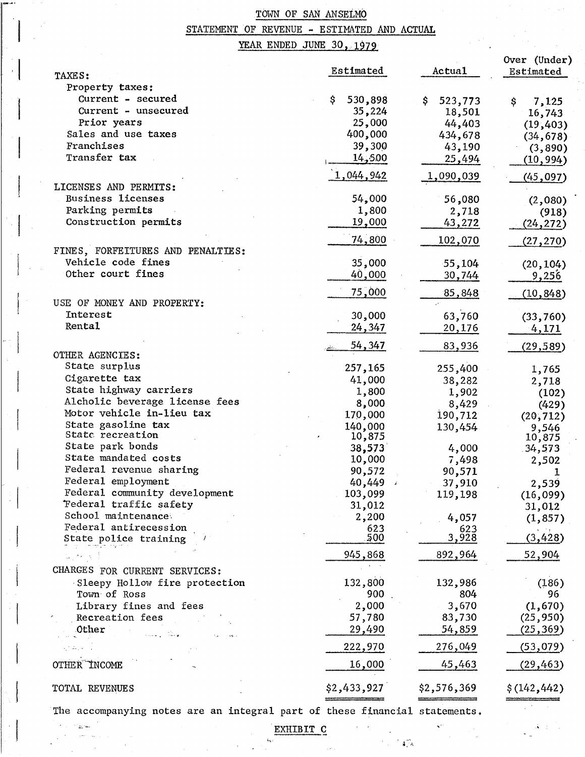# TOWN OF SAN ANSELMO

## STATEMENT OF REVENUE - ESTIMATED AND ACTUAL

### YEAR ENDED JUNE 30, 1979

| | Estimated | Actual | Over (Under) Estimated |
|---|---|---|---|
| **TAXES:** | | | |
| Property taxes: | | | |
| Current - secured | $ 530,898 | $ 523,773 | $ 7,125 |
| Current - unsecured | 35,224 | 18,501 | 16,743 |
| Prior years | 25,000 | 44,403 | (19,403) |
| Sales and use taxes | 400,000 | 434,678 | (34,678) |
| Franchises | 39,300 | 43,190 | (3,890) |
| Transfer tax | 14,500 | 25,494 | (10,994) |
| | 1,044,942 | 1,090,039 | (45,097) |
| **LICENSES AND PERMITS:** | | | |
| Business licenses | 54,000 | 56,080 | (2,080) |
| Parking permits | 1,800 | 2,718 | (918) |
| Construction permits | 19,000 | 43,272 | (24,272) |
| | 74,800 | 102,070 | (27,270) |
| **FINES, FORFEITURES AND PENALTIES:** | | | |
| Vehicle code fines | 35,000 | 55,104 | (20,104) |
| Other court fines | 40,000 | 30,744 | 9,256 |
| | 75,000 | 85,848 | (10,848) |
| **USE OF MONEY AND PROPERTY:** | | | |
| Interest | 30,000 | 63,760 | (33,760) |
| Rental | 24,347 | 20,176 | 4,171 |
| | 54,347 | 83,936 | (29,589) |
| **OTHER AGENCIES:** | | | |
| State surplus | 257,165 | 255,400 | 1,765 |
| Cigarette tax | 41,000 | 38,282 | 2,718 |
| State highway carriers | 1,800 | 1,902 | (102) |
| Alcholic beverage license fees | 8,000 | 8,429 | (429) |
| Motor vehicle in-lieu tax | 170,000 | 190,712 | (20,712) |
| State gasoline tax | 140,000 | 130,454 | 9,546 |
| State recreation | 10,875 | | 10,875 |
| State park bonds | 38,573 | 4,000 | 34,573 |
| State mandated costs | 10,000 | 7,498 | 2,502 |
| Federal revenue sharing | 90,572 | 90,571 | 1 |
| Federal employment | 40,449 | 37,910 | 2,539 |
| Federal community development | 103,099 | 119,198 | (16,099) |
| Federal traffic safety | 31,012 | | 31,012 |
| School maintenance | 2,200 | 4,057 | (1,857) |
| Federal antirecession | 623 | 623 | |
| State police training | 500 | 3,928 | (3,428) |
| | 945,868 | 892,964 | 52,904 |
| **CHARGES FOR CURRENT SERVICES:** | | | |
| Sleepy Hollow fire protection | 132,800 | 132,986 | (186) |
| Town of Ross | 900 | 804 | 96 |
| Library fines and fees | 2,000 | 3,670 | (1,670) |
| Recreation fees | 57,780 | 83,730 | (25,950) |
| Other | 29,490 | 54,859 | (25,369) |
| | 222,970 | 276,049 | (53,079) |
| **OTHER INCOME** | 16,000 | 45,463 | (29,463) |
| **TOTAL REVENUES** | $2,433,927 | $2,576,369 | $(142,442) |

The accompanying notes are an integral part of these financial statements.

EXHIBIT C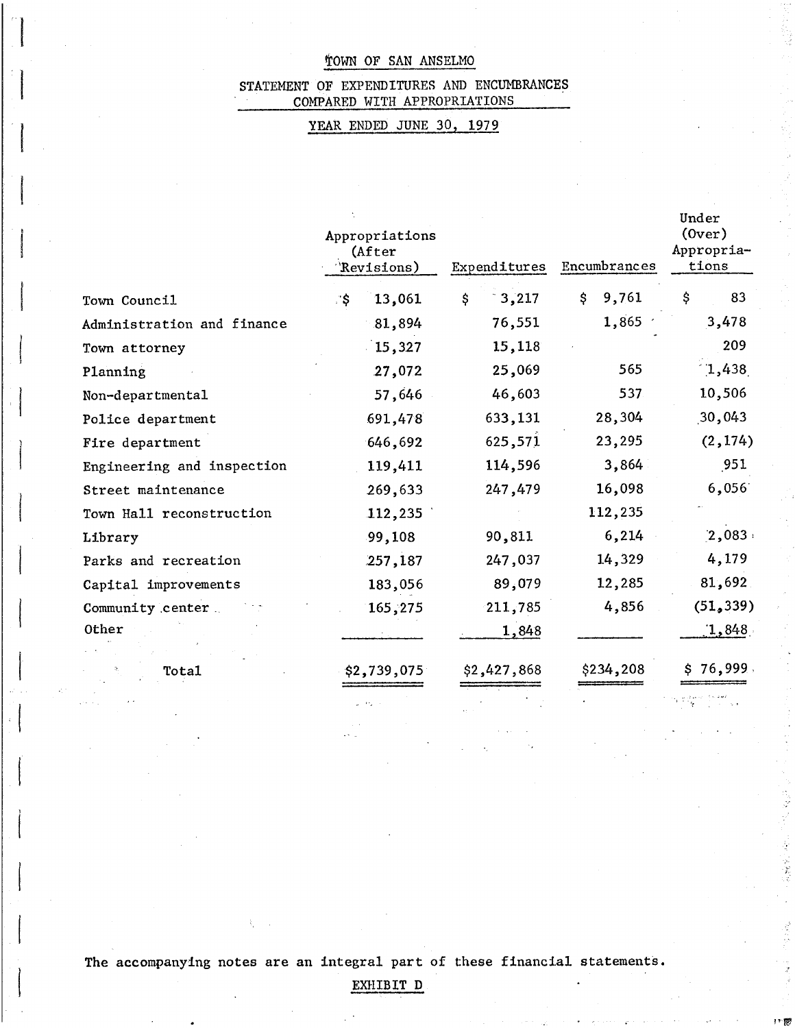# TOWN OF SAN ANSELMO

## STATEMENT OF EXPENDITURES AND ENCUMBRANCES COMPARED WITH APPROPRIATIONS

### YEAR ENDED JUNE 30, 1979

| | Appropriations (After Revisions) | Expenditures | Encumbrances | Under (Over) Appropriations |
|---|---|---|---|---|
| Town Council | $ 13,061 | $ 3,217 | $ 9,761 | $ 83 |
| Administration and finance | 81,894 | 76,551 | 1,865 | 3,478 |
| Town attorney | 15,327 | 15,118 | | 209 |
| Planning | 27,072 | 25,069 | 565 | 1,438 |
| Non-departmental | 57,646 | 46,603 | 537 | 10,506 |
| Police department | 691,478 | 633,131 | 28,304 | 30,043 |
| Fire department | 646,692 | 625,571 | 23,295 | (2,174) |
| Engineering and inspection | 119,411 | 114,596 | 3,864 | 951 |
| Street maintenance | 269,633 | 247,479 | 16,098 | 6,056 |
| Town Hall reconstruction | 112,235 | | 112,235 | |
| Library | 99,108 | 90,811 | 6,214 | 2,083 |
| Parks and recreation | 257,187 | 247,037 | 14,329 | 4,179 |
| Capital improvements | 183,056 | 89,079 | 12,285 | 81,692 |
| Community center | 165,275 | 211,785 | 4,856 | (51,339) |
| Other | | 1,848 | | 1,848 |
| Total | $2,739,075 | $2,427,868 | $234,208 | $ 76,999 |

The accompanying notes are an integral part of these financial statements.

EXHIBIT D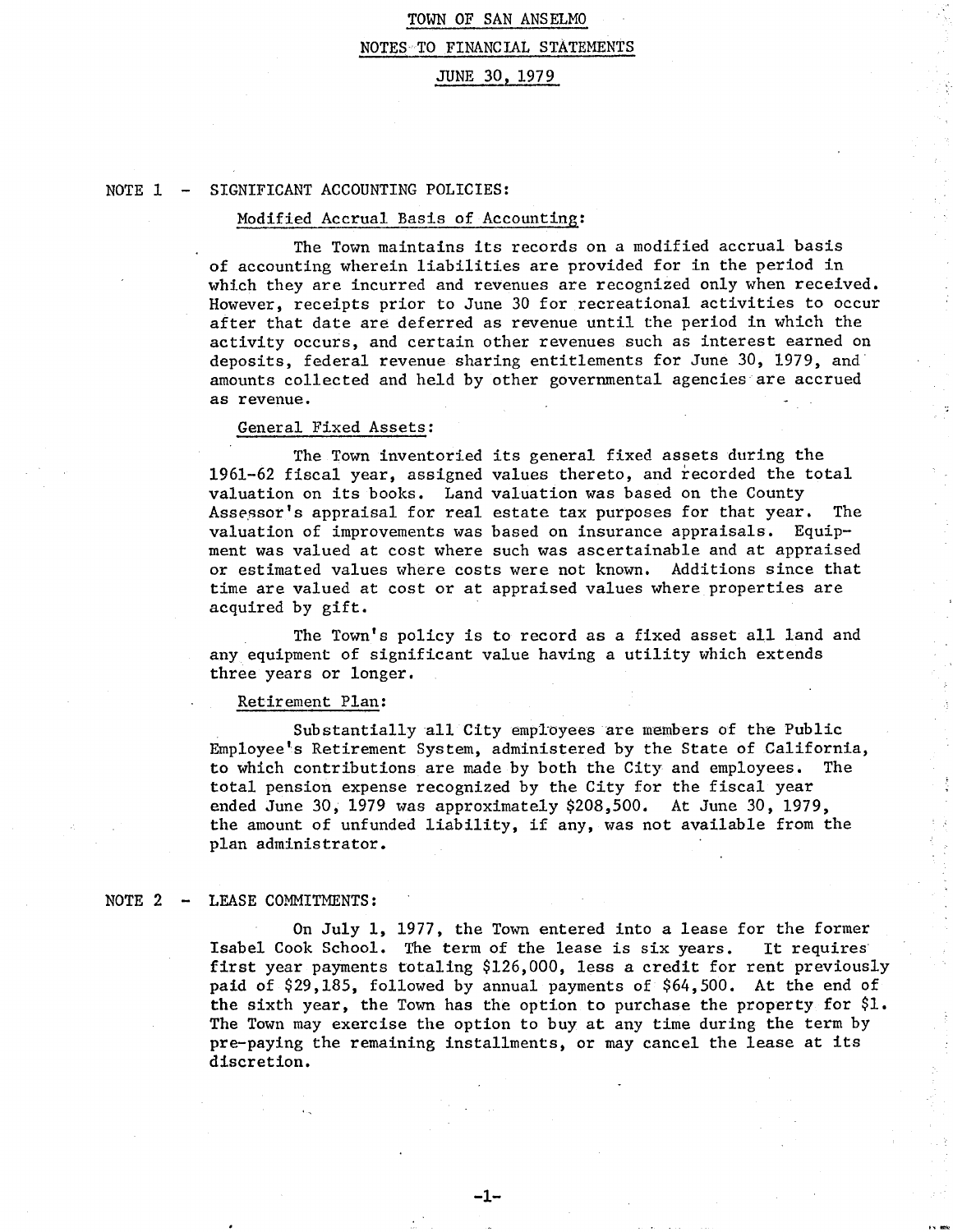# TOWN OF SAN ANSELMO

## NOTES TO FINANCIAL STATEMENTS

## JUNE 30, 1979

### NOTE 1 - SIGNIFICANT ACCOUNTING POLICIES:

#### Modified Accrual Basis of Accounting:

The Town maintains its records on a modified accrual basis of accounting wherein liabilities are provided for in the period in which they are incurred and revenues are recognized only when received. However, receipts prior to June 30 for recreational activities to occur after that date are deferred as revenue until the period in which the activity occurs, and certain other revenues such as interest earned on deposits, federal revenue sharing entitlements for June 30, 1979, and amounts collected and held by other governmental agencies are accrued as revenue.

#### General Fixed Assets:

The Town inventoried its general fixed assets during the 1961-62 fiscal year, assigned values thereto, and recorded the total valuation on its books. Land valuation was based on the County Assessor's appraisal for real estate tax purposes for that year. The valuation of improvements was based on insurance appraisals. Equipment was valued at cost where such was ascertainable and at appraised or estimated values where costs were not known. Additions since that time are valued at cost or at appraised values where properties are acquired by gift.

The Town's policy is to record as a fixed asset all land and any equipment of significant value having a utility which extends three years or longer.

#### Retirement Plan:

Substantially all City employees are members of the Public Employee's Retirement System, administered by the State of California, to which contributions are made by both the City and employees. The total pension expense recognized by the City for the fiscal year ended June 30, 1979 was approximately $208,500. At June 30, 1979, the amount of unfunded liability, if any, was not available from the plan administrator.

### NOTE 2 - LEASE COMMITMENTS:

On July 1, 1977, the Town entered into a lease for the former Isabel Cook School. The term of the lease is six years. It requires first year payments totaling $126,000, less a credit for rent previously paid of $29,185, followed by annual payments of $64,500. At the end of the sixth year, the Town has the option to purchase the property for $1. The Town may exercise the option to buy at any time during the term by pre-paying the remaining installments, or may cancel the lease at its discretion.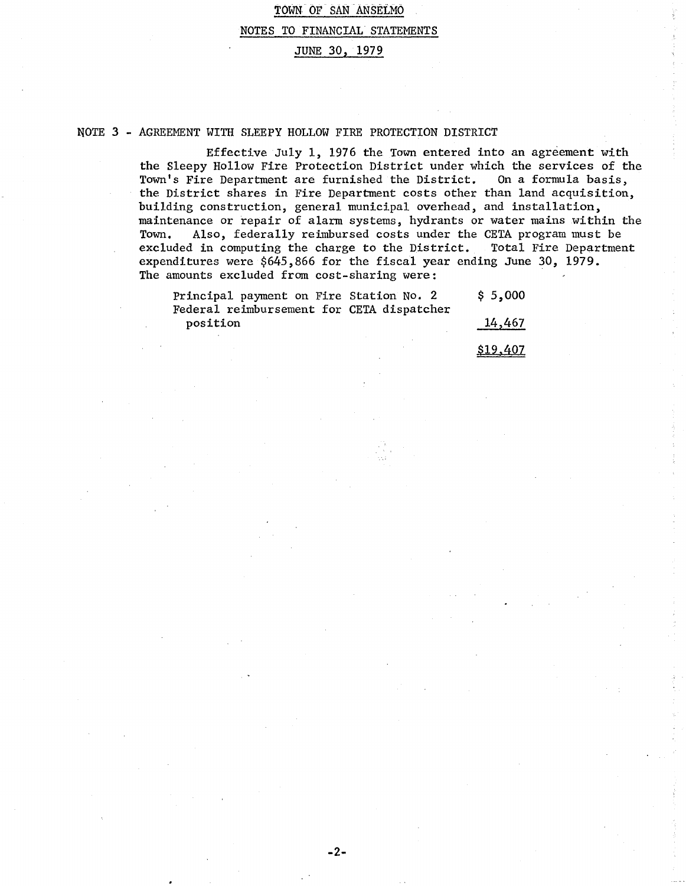# TOWN OF SAN ANSELMO

## NOTES TO FINANCIAL STATEMENTS

## JUNE 30, 1979

### NOTE 3 - AGREEMENT WITH SLEEPY HOLLOW FIRE PROTECTION DISTRICT

Effective July 1, 1976 the Town entered into an agreement with the Sleepy Hollow Fire Protection District under which the services of the Town's Fire Department are furnished the District. On a formula basis, the District shares in Fire Department costs other than land acquisition, building construction, general municipal overhead, and installation, maintenance or repair of alarm systems, hydrants or water mains within the Town. Also, federally reimbursed costs under the CETA program must be excluded in computing the charge to the District. Total Fire Department expenditures were $645,866 for the fiscal year ending June 30, 1979. The amounts excluded from cost-sharing were:

| | |
|---|---|
| Principal payment on Fire Station No. 2 | $ 5,000 |
| Federal reimbursement for CETA dispatcher position | 14,467 |
| | $19,407 |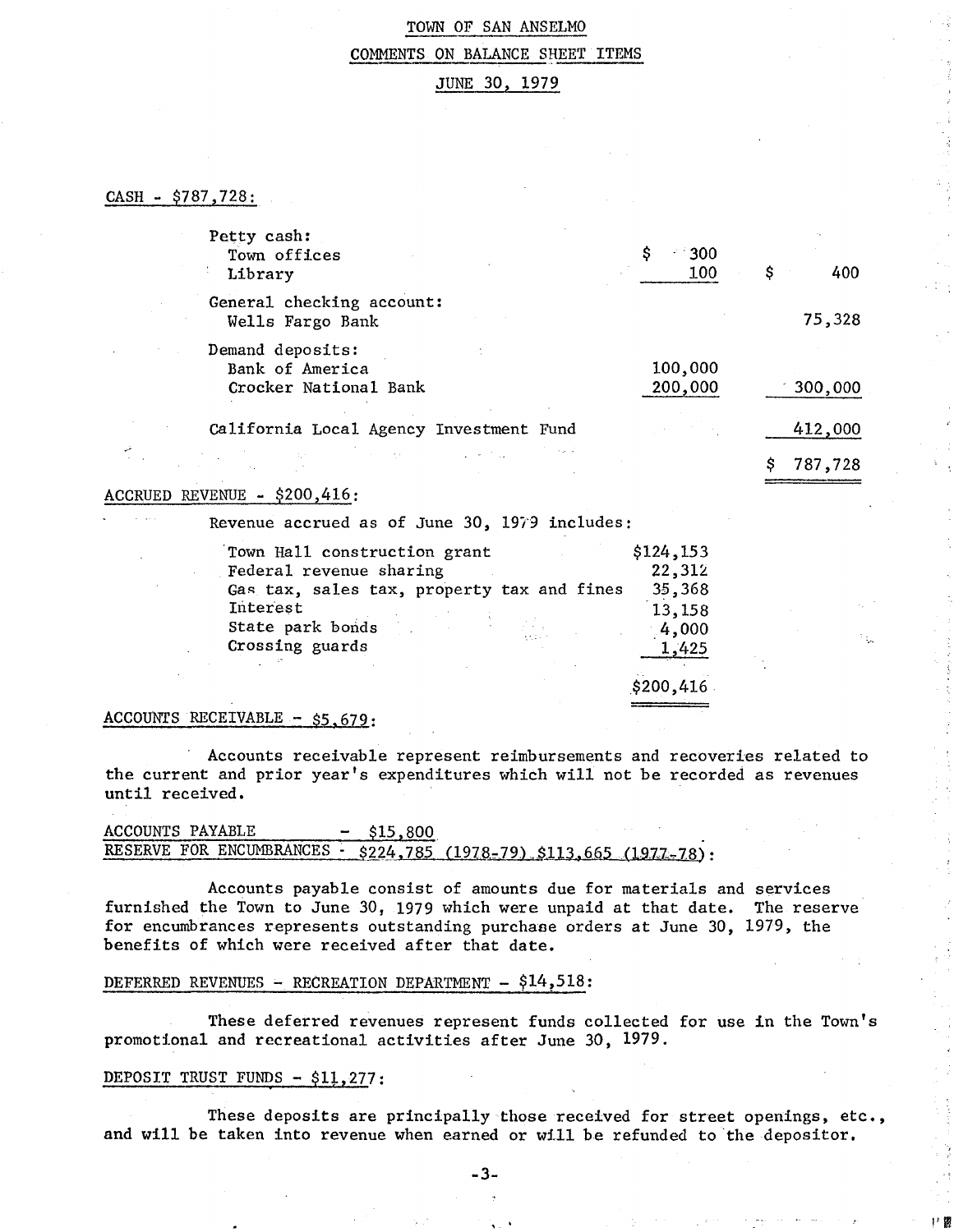# TOWN OF SAN ANSELMO

## COMMENTS ON BALANCE SHEET ITEMS

## JUNE 30, 1979

### CASH - $787,728:

| | | |
|---|---|---|
| Petty cash: | | |
| Town offices | $ 300 | |
| Library | 100 | $ 400 |
| General checking account: | | |
| Wells Fargo Bank | | 75,328 |
| Demand deposits: | | |
| Bank of America | 100,000 | |
| Crocker National Bank | 200,000 | 300,000 |
| California Local Agency Investment Fund | | 412,000 |
| | | $ 787,728 |

### ACCRUED REVENUE - $200,416:

Revenue accrued as of June 30, 1979 includes:

| | |
|---|---|
| Town Hall construction grant | $124,153 |
| Federal revenue sharing | 22,312 |
| Gas tax, sales tax, property tax and fines | 35,368 |
| Interest | 13,158 |
| State park bonds | 4,000 |
| Crossing guards | 1,425 |
| | $200,416 |

### ACCOUNTS RECEIVABLE - $5,679:

Accounts receivable represent reimbursements and recoveries related to the current and prior year's expenditures which will not be recorded as revenues until received.

### ACCOUNTS PAYABLE - $15,800
### RESERVE FOR ENCUMBRANCES - $224,785 (1978-79) $113,665 (1977-78):

Accounts payable consist of amounts due for materials and services furnished the Town to June 30, 1979 which were unpaid at that date. The reserve for encumbrances represents outstanding purchase orders at June 30, 1979, the benefits of which were received after that date.

### DEFERRED REVENUES - RECREATION DEPARTMENT - $14,518:

These deferred revenues represent funds collected for use in the Town's promotional and recreational activities after June 30, 1979.

### DEPOSIT TRUST FUNDS - $11,277:

These deposits are principally those received for street openings, etc., and will be taken into revenue when earned or will be refunded to the depositor.